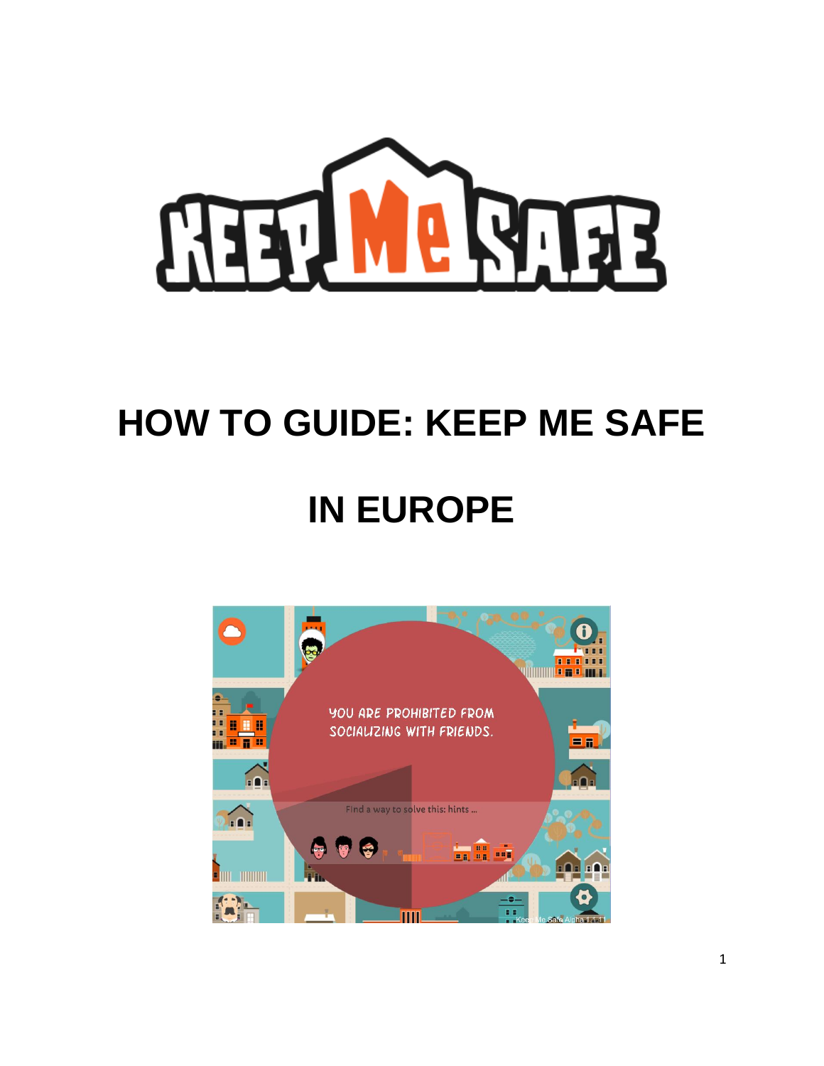# HOW TO GUIDE: KEEP ME SAFE

# IN EUROPE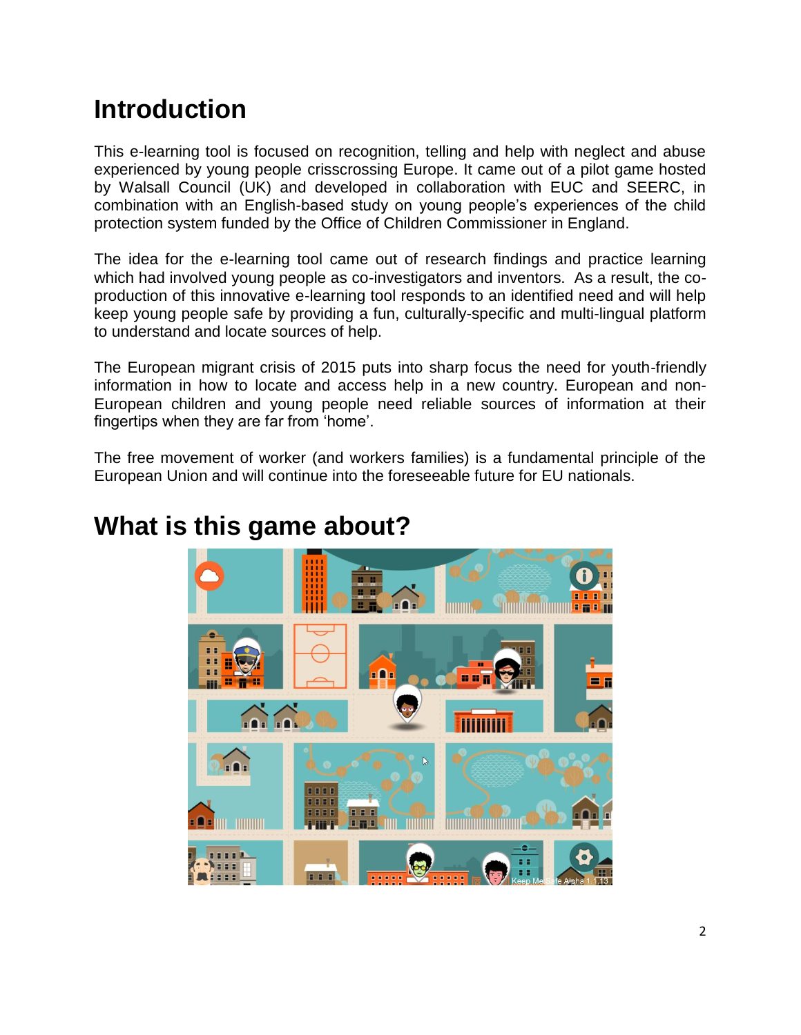# Introduction

This e-learning tool is focused on recognition, telling and help with neglect and abuse experienced by young people crisscrossing Europe. It came out of a pilot game hosted by Walsall Council (UK) and developed in collaboration with EUC and SEERC, in combination with an English-based study on young people's experiences of the child protection system funded by the Office of Children Commissioner in England.

The idea for the e-learning tool came out of research findings and practice learning which had involved young people as co-investigators and inventors. As a result, the co-production of this innovative e-learning tool responds to an identified need and will help keep young people safe by providing a fun, culturally-specific and multi-lingual platform to understand and locate sources of help.

The European migrant crisis of 2015 puts into sharp focus the need for youth-friendly information in how to locate and access help in a new country. European and non-European children and young people need reliable sources of information at their fingertips when they are far from 'home'.

The free movement of worker (and workers families) is a fundamental principle of the European Union and will continue into the foreseeable future for EU nationals.

# What is this game about?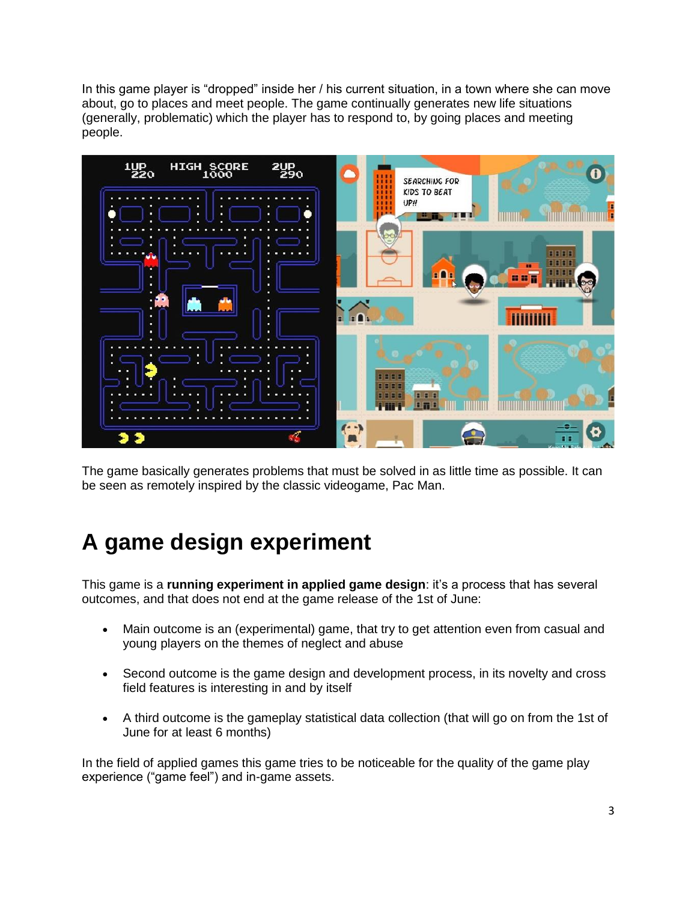In this game player is "dropped" inside her / his current situation, in a town where she can move about, go to places and meet people. The game continually generates new life situations (generally, problematic) which the player has to respond to, by going places and meeting people.

The game basically generates problems that must be solved in as little time as possible. It can be seen as remotely inspired by the classic videogame, Pac Man.

# A game design experiment

This game is a **running experiment in applied game design**: it's a process that has several outcomes, and that does not end at the game release of the 1st of June:

- Main outcome is an (experimental) game, that try to get attention even from casual and young players on the themes of neglect and abuse
- Second outcome is the game design and development process, in its novelty and cross field features is interesting in and by itself
- A third outcome is the gameplay statistical data collection (that will go on from the 1st of June for at least 6 months)

In the field of applied games this game tries to be noticeable for the quality of the game play experience ("game feel") and in-game assets.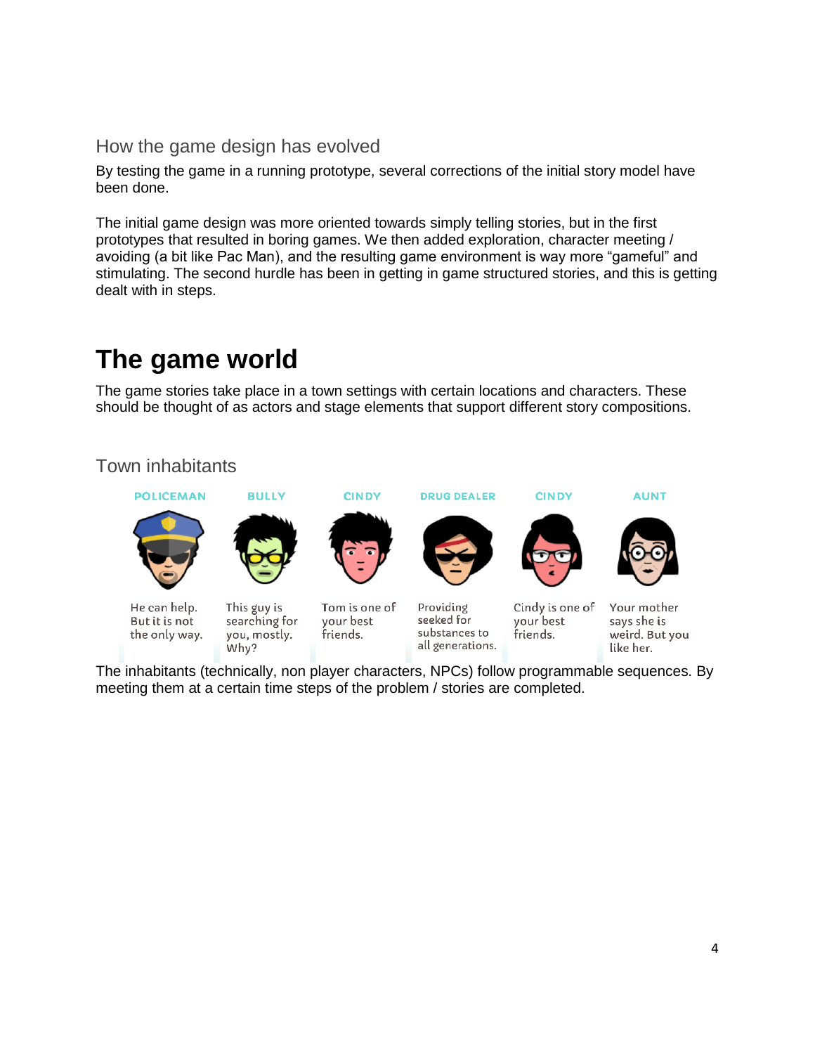## How the game design has evolved

By testing the game in a running prototype, several corrections of the initial story model have been done.

The initial game design was more oriented towards simply telling stories, but in the first prototypes that resulted in boring games. We then added exploration, character meeting / avoiding (a bit like Pac Man), and the resulting game environment is way more "gameful" and stimulating. The second hurdle has been in getting in game structured stories, and this is getting dealt with in steps.

# The game world

The game stories take place in a town settings with certain locations and characters. These should be thought of as actors and stage elements that support different story compositions.

## Town inhabitants

| POLICEMAN | BULLY | CINDY | DRUG DEALER | CINDY | AUNT |
| --- | --- | --- | --- | --- | --- |
| He can help. But it is not the only way. | This guy is searching for you, mostly. Why? | Tom is one of your best friends. | Providing seeked for substances to all generations. | Cindy is one of your best friends. | Your mother says she is weird. But you like her. |

The inhabitants (technically, non player characters, NPCs) follow programmable sequences. By meeting them at a certain time steps of the problem / stories are completed.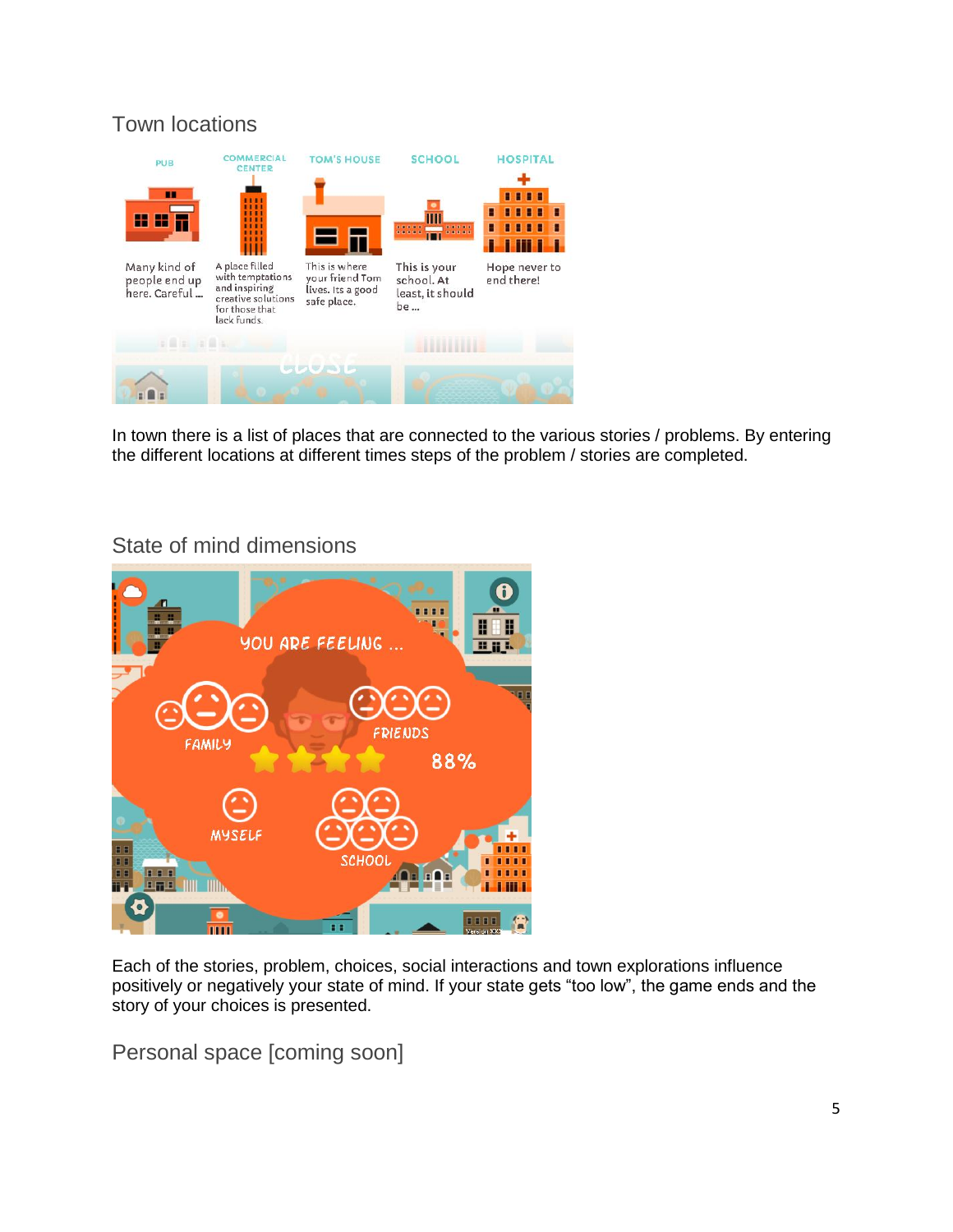## Town locations

In town there is a list of places that are connected to the various stories / problems. By entering the different locations at different times steps of the problem / stories are completed.

## State of mind dimensions

Each of the stories, problem, choices, social interactions and town explorations influence positively or negatively your state of mind. If your state gets "too low", the game ends and the story of your choices is presented.

## Personal space [coming soon]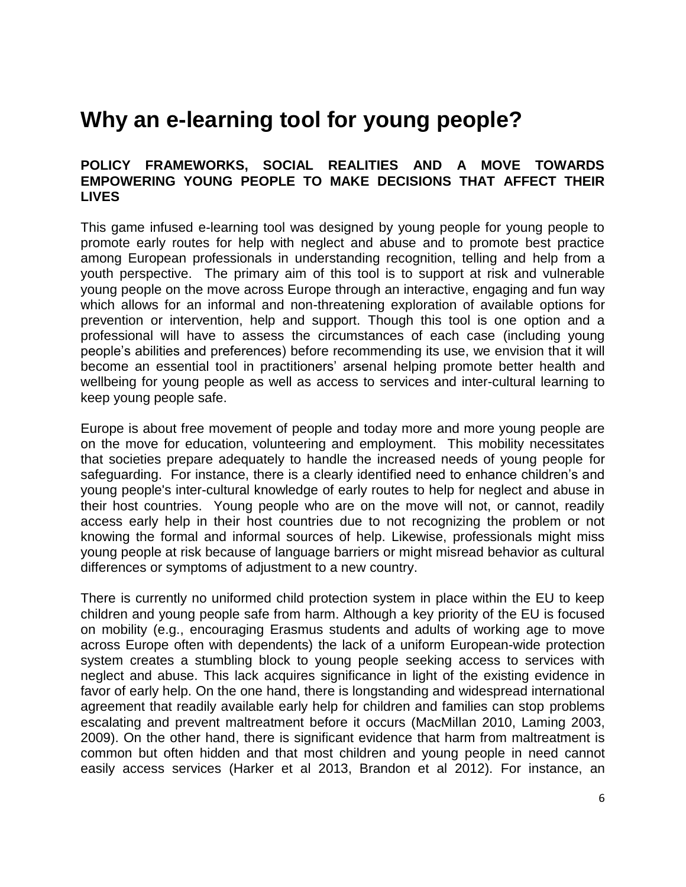# Why an e-learning tool for young people?

### POLICY FRAMEWORKS, SOCIAL REALITIES AND A MOVE TOWARDS EMPOWERING YOUNG PEOPLE TO MAKE DECISIONS THAT AFFECT THEIR LIVES

This game infused e-learning tool was designed by young people for young people to promote early routes for help with neglect and abuse and to promote best practice among European professionals in understanding recognition, telling and help from a youth perspective. The primary aim of this tool is to support at risk and vulnerable young people on the move across Europe through an interactive, engaging and fun way which allows for an informal and non-threatening exploration of available options for prevention or intervention, help and support. Though this tool is one option and a professional will have to assess the circumstances of each case (including young people's abilities and preferences) before recommending its use, we envision that it will become an essential tool in practitioners' arsenal helping promote better health and wellbeing for young people as well as access to services and inter-cultural learning to keep young people safe.

Europe is about free movement of people and today more and more young people are on the move for education, volunteering and employment. This mobility necessitates that societies prepare adequately to handle the increased needs of young people for safeguarding. For instance, there is a clearly identified need to enhance children's and young people's inter-cultural knowledge of early routes to help for neglect and abuse in their host countries. Young people who are on the move will not, or cannot, readily access early help in their host countries due to not recognizing the problem or not knowing the formal and informal sources of help. Likewise, professionals might miss young people at risk because of language barriers or might misread behavior as cultural differences or symptoms of adjustment to a new country.

There is currently no uniformed child protection system in place within the EU to keep children and young people safe from harm. Although a key priority of the EU is focused on mobility (e.g., encouraging Erasmus students and adults of working age to move across Europe often with dependents) the lack of a uniform European-wide protection system creates a stumbling block to young people seeking access to services with neglect and abuse. This lack acquires significance in light of the existing evidence in favor of early help. On the one hand, there is longstanding and widespread international agreement that readily available early help for children and families can stop problems escalating and prevent maltreatment before it occurs (MacMillan 2010, Laming 2003, 2009). On the other hand, there is significant evidence that harm from maltreatment is common but often hidden and that most children and young people in need cannot easily access services (Harker et al 2013, Brandon et al 2012). For instance, an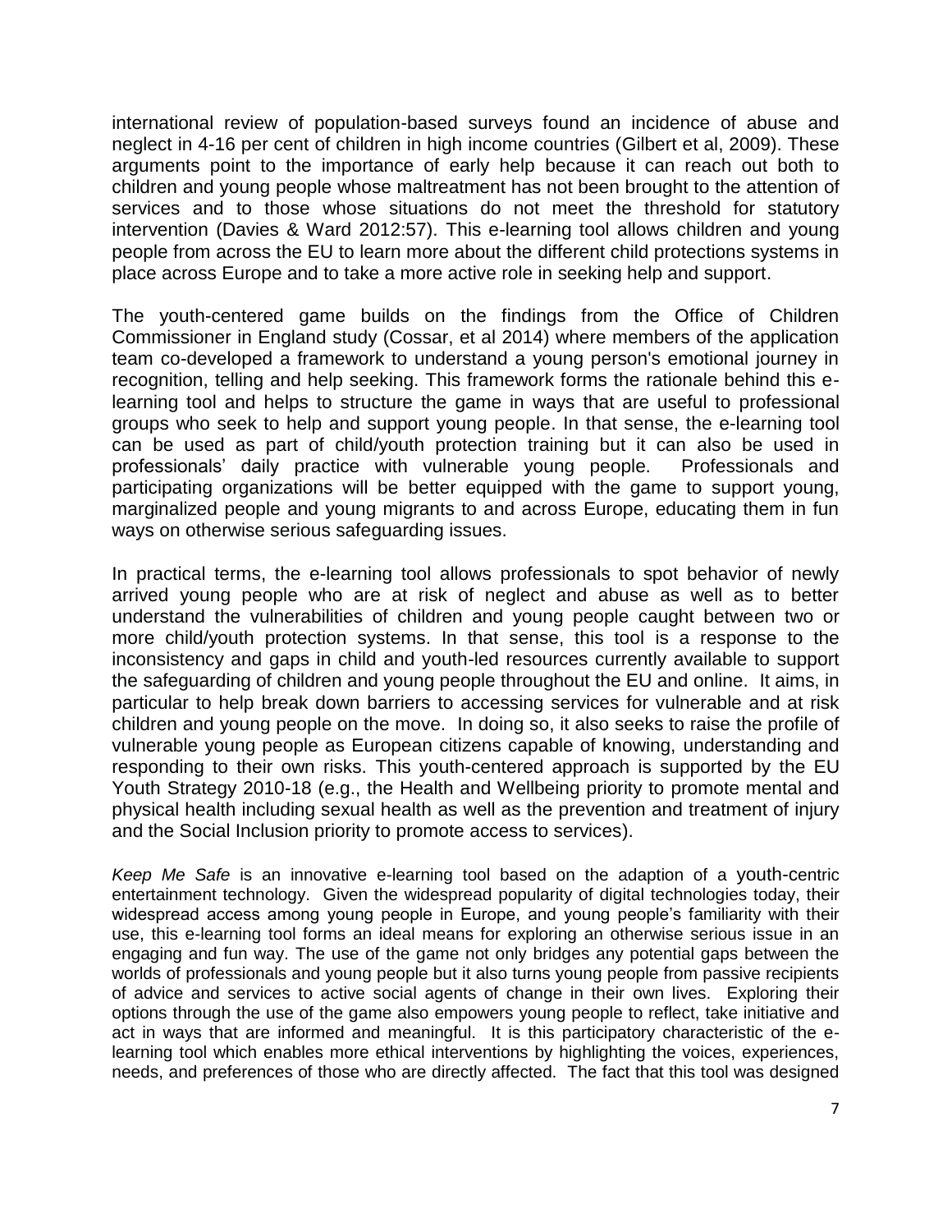international review of population-based surveys found an incidence of abuse and neglect in 4-16 per cent of children in high income countries (Gilbert et al, 2009). These arguments point to the importance of early help because it can reach out both to children and young people whose maltreatment has not been brought to the attention of services and to those whose situations do not meet the threshold for statutory intervention (Davies & Ward 2012:57). This e-learning tool allows children and young people from across the EU to learn more about the different child protections systems in place across Europe and to take a more active role in seeking help and support.

The youth-centered game builds on the findings from the Office of Children Commissioner in England study (Cossar, et al 2014) where members of the application team co-developed a framework to understand a young person's emotional journey in recognition, telling and help seeking. This framework forms the rationale behind this e-learning tool and helps to structure the game in ways that are useful to professional groups who seek to help and support young people. In that sense, the e-learning tool can be used as part of child/youth protection training but it can also be used in professionals' daily practice with vulnerable young people. Professionals and participating organizations will be better equipped with the game to support young, marginalized people and young migrants to and across Europe, educating them in fun ways on otherwise serious safeguarding issues.

In practical terms, the e-learning tool allows professionals to spot behavior of newly arrived young people who are at risk of neglect and abuse as well as to better understand the vulnerabilities of children and young people caught between two or more child/youth protection systems. In that sense, this tool is a response to the inconsistency and gaps in child and youth-led resources currently available to support the safeguarding of children and young people throughout the EU and online. It aims, in particular to help break down barriers to accessing services for vulnerable and at risk children and young people on the move. In doing so, it also seeks to raise the profile of vulnerable young people as European citizens capable of knowing, understanding and responding to their own risks. This youth-centered approach is supported by the EU Youth Strategy 2010-18 (e.g., the Health and Wellbeing priority to promote mental and physical health including sexual health as well as the prevention and treatment of injury and the Social Inclusion priority to promote access to services).

*Keep Me Safe* is an innovative e-learning tool based on the adaption of a youth-centric entertainment technology. Given the widespread popularity of digital technologies today, their widespread access among young people in Europe, and young people's familiarity with their use, this e-learning tool forms an ideal means for exploring an otherwise serious issue in an engaging and fun way. The use of the game not only bridges any potential gaps between the worlds of professionals and young people but it also turns young people from passive recipients of advice and services to active social agents of change in their own lives. Exploring their options through the use of the game also empowers young people to reflect, take initiative and act in ways that are informed and meaningful. It is this participatory characteristic of the e-learning tool which enables more ethical interventions by highlighting the voices, experiences, needs, and preferences of those who are directly affected. The fact that this tool was designed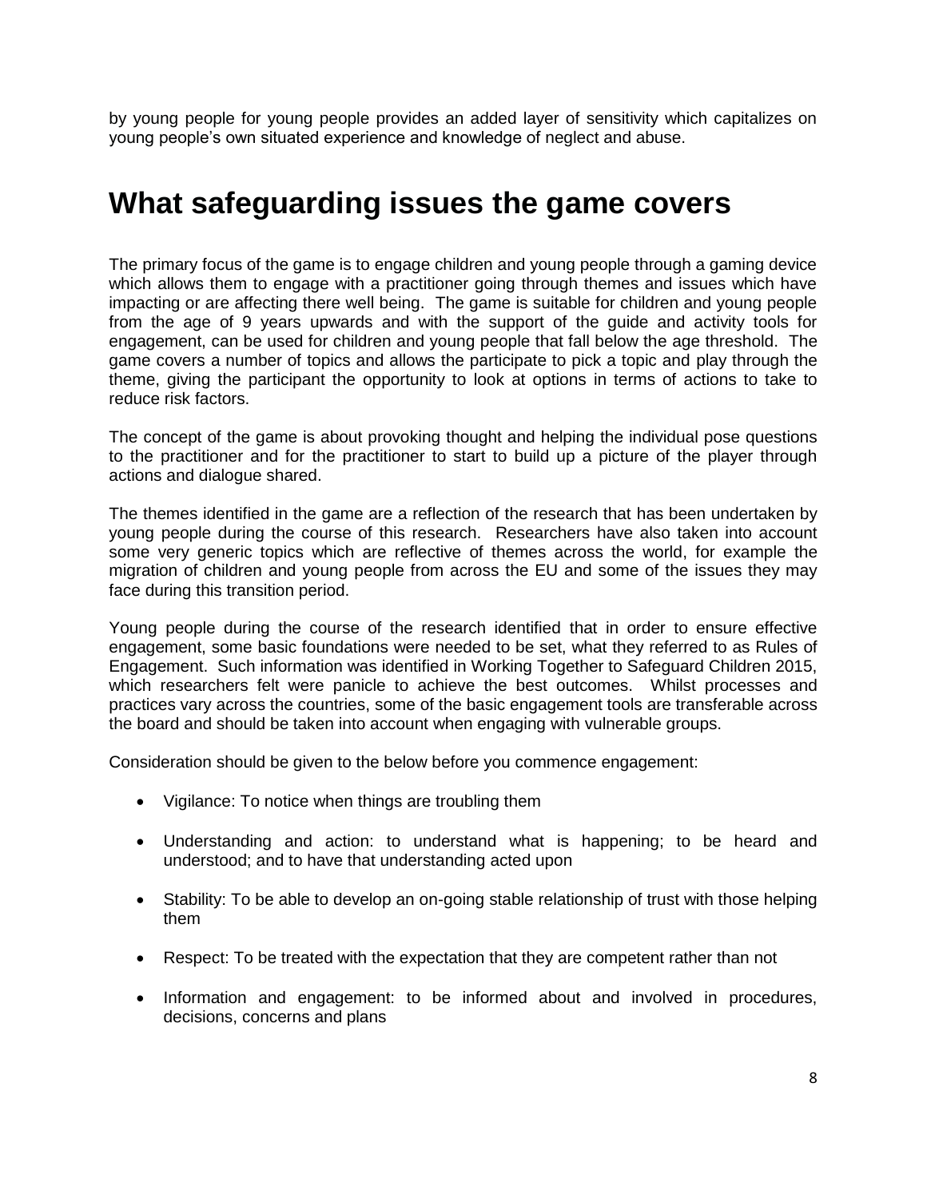by young people for young people provides an added layer of sensitivity which capitalizes on young people's own situated experience and knowledge of neglect and abuse.

# What safeguarding issues the game covers

The primary focus of the game is to engage children and young people through a gaming device which allows them to engage with a practitioner going through themes and issues which have impacting or are affecting there well being. The game is suitable for children and young people from the age of 9 years upwards and with the support of the guide and activity tools for engagement, can be used for children and young people that fall below the age threshold. The game covers a number of topics and allows the participate to pick a topic and play through the theme, giving the participant the opportunity to look at options in terms of actions to take to reduce risk factors.

The concept of the game is about provoking thought and helping the individual pose questions to the practitioner and for the practitioner to start to build up a picture of the player through actions and dialogue shared.

The themes identified in the game are a reflection of the research that has been undertaken by young people during the course of this research. Researchers have also taken into account some very generic topics which are reflective of themes across the world, for example the migration of children and young people from across the EU and some of the issues they may face during this transition period.

Young people during the course of the research identified that in order to ensure effective engagement, some basic foundations were needed to be set, what they referred to as Rules of Engagement. Such information was identified in Working Together to Safeguard Children 2015, which researchers felt were panicle to achieve the best outcomes. Whilst processes and practices vary across the countries, some of the basic engagement tools are transferable across the board and should be taken into account when engaging with vulnerable groups.

Consideration should be given to the below before you commence engagement:

- Vigilance: To notice when things are troubling them
- Understanding and action: to understand what is happening; to be heard and understood; and to have that understanding acted upon
- Stability: To be able to develop an on-going stable relationship of trust with those helping them
- Respect: To be treated with the expectation that they are competent rather than not
- Information and engagement: to be informed about and involved in procedures, decisions, concerns and plans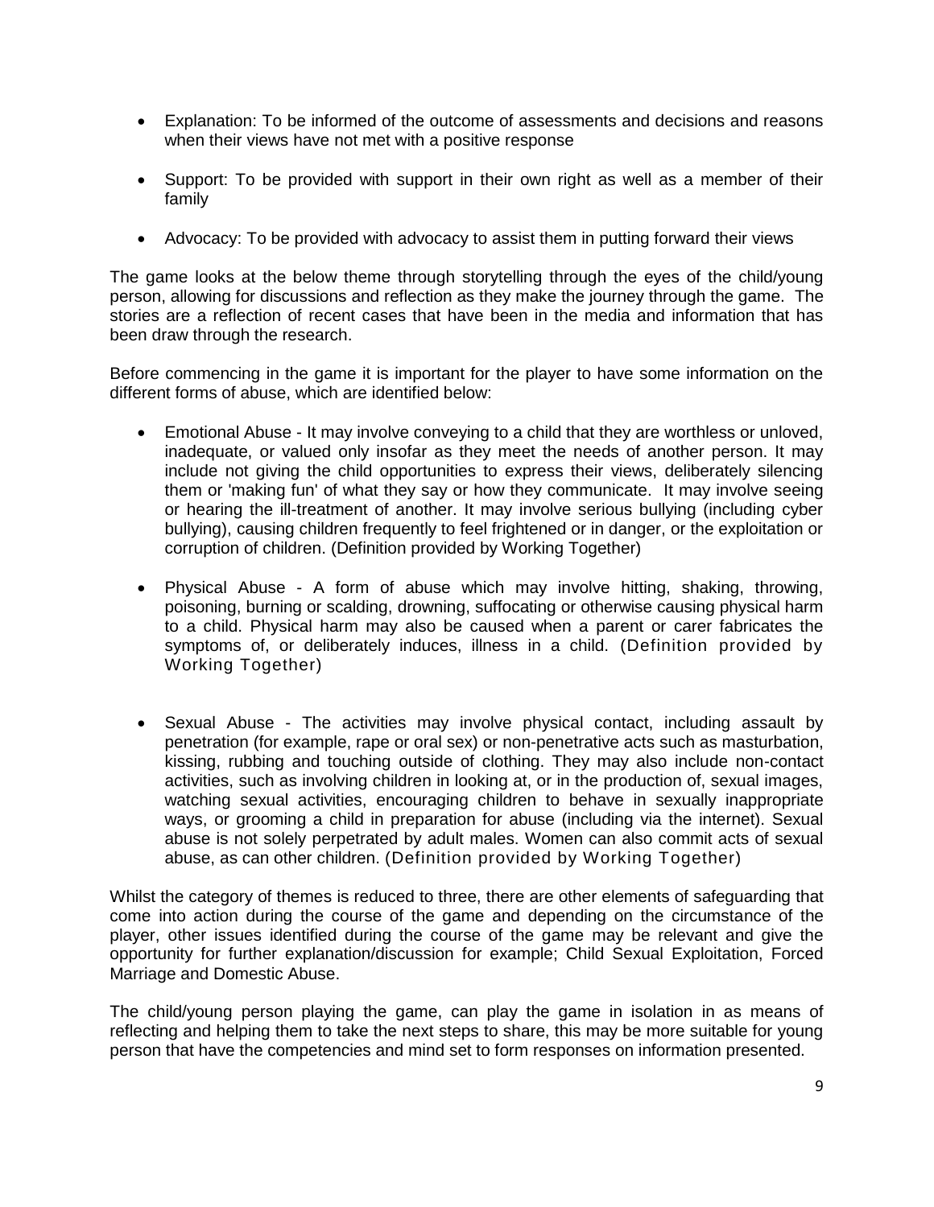- Explanation: To be informed of the outcome of assessments and decisions and reasons when their views have not met with a positive response

- Support: To be provided with support in their own right as well as a member of their family

- Advocacy: To be provided with advocacy to assist them in putting forward their views

The game looks at the below theme through storytelling through the eyes of the child/young person, allowing for discussions and reflection as they make the journey through the game. The stories are a reflection of recent cases that have been in the media and information that has been draw through the research.

Before commencing in the game it is important for the player to have some information on the different forms of abuse, which are identified below:

- Emotional Abuse - It may involve conveying to a child that they are worthless or unloved, inadequate, or valued only insofar as they meet the needs of another person. It may include not giving the child opportunities to express their views, deliberately silencing them or 'making fun' of what they say or how they communicate. It may involve seeing or hearing the ill-treatment of another. It may involve serious bullying (including cyber bullying), causing children frequently to feel frightened or in danger, or the exploitation or corruption of children. (Definition provided by Working Together)

- Physical Abuse - A form of abuse which may involve hitting, shaking, throwing, poisoning, burning or scalding, drowning, suffocating or otherwise causing physical harm to a child. Physical harm may also be caused when a parent or carer fabricates the symptoms of, or deliberately induces, illness in a child. (Definition provided by Working Together)

- Sexual Abuse - The activities may involve physical contact, including assault by penetration (for example, rape or oral sex) or non-penetrative acts such as masturbation, kissing, rubbing and touching outside of clothing. They may also include non-contact activities, such as involving children in looking at, or in the production of, sexual images, watching sexual activities, encouraging children to behave in sexually inappropriate ways, or grooming a child in preparation for abuse (including via the internet). Sexual abuse is not solely perpetrated by adult males. Women can also commit acts of sexual abuse, as can other children. (Definition provided by Working Together)

Whilst the category of themes is reduced to three, there are other elements of safeguarding that come into action during the course of the game and depending on the circumstance of the player, other issues identified during the course of the game may be relevant and give the opportunity for further explanation/discussion for example; Child Sexual Exploitation, Forced Marriage and Domestic Abuse.

The child/young person playing the game, can play the game in isolation in as means of reflecting and helping them to take the next steps to share, this may be more suitable for young person that have the competencies and mind set to form responses on information presented.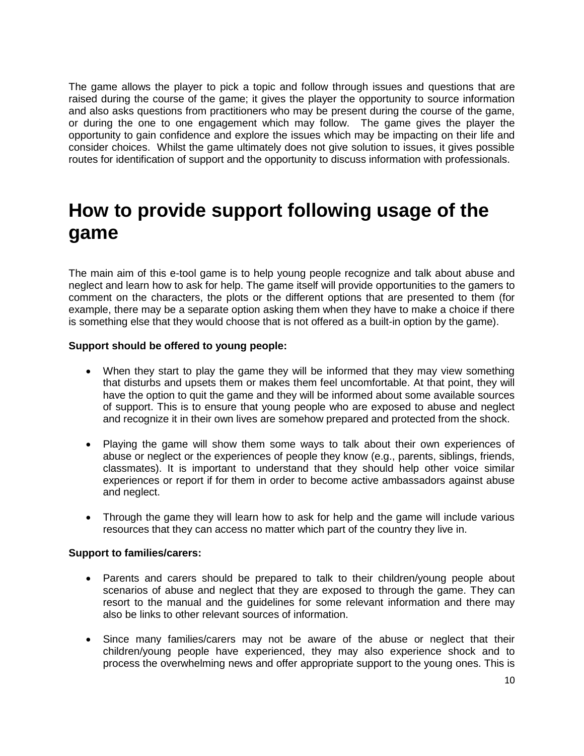The game allows the player to pick a topic and follow through issues and questions that are raised during the course of the game; it gives the player the opportunity to source information and also asks questions from practitioners who may be present during the course of the game, or during the one to one engagement which may follow. The game gives the player the opportunity to gain confidence and explore the issues which may be impacting on their life and consider choices. Whilst the game ultimately does not give solution to issues, it gives possible routes for identification of support and the opportunity to discuss information with professionals.

# How to provide support following usage of the game

The main aim of this e-tool game is to help young people recognize and talk about abuse and neglect and learn how to ask for help. The game itself will provide opportunities to the gamers to comment on the characters, the plots or the different options that are presented to them (for example, there may be a separate option asking them when they have to make a choice if there is something else that they would choose that is not offered as a built-in option by the game).

**Support should be offered to young people:**

- When they start to play the game they will be informed that they may view something that disturbs and upsets them or makes them feel uncomfortable. At that point, they will have the option to quit the game and they will be informed about some available sources of support. This is to ensure that young people who are exposed to abuse and neglect and recognize it in their own lives are somehow prepared and protected from the shock.

- Playing the game will show them some ways to talk about their own experiences of abuse or neglect or the experiences of people they know (e.g., parents, siblings, friends, classmates). It is important to understand that they should help other voice similar experiences or report if for them in order to become active ambassadors against abuse and neglect.

- Through the game they will learn how to ask for help and the game will include various resources that they can access no matter which part of the country they live in.

**Support to families/carers:**

- Parents and carers should be prepared to talk to their children/young people about scenarios of abuse and neglect that they are exposed to through the game. They can resort to the manual and the guidelines for some relevant information and there may also be links to other relevant sources of information.

- Since many families/carers may not be aware of the abuse or neglect that their children/young people have experienced, they may also experience shock and to process the overwhelming news and offer appropriate support to the young ones. This is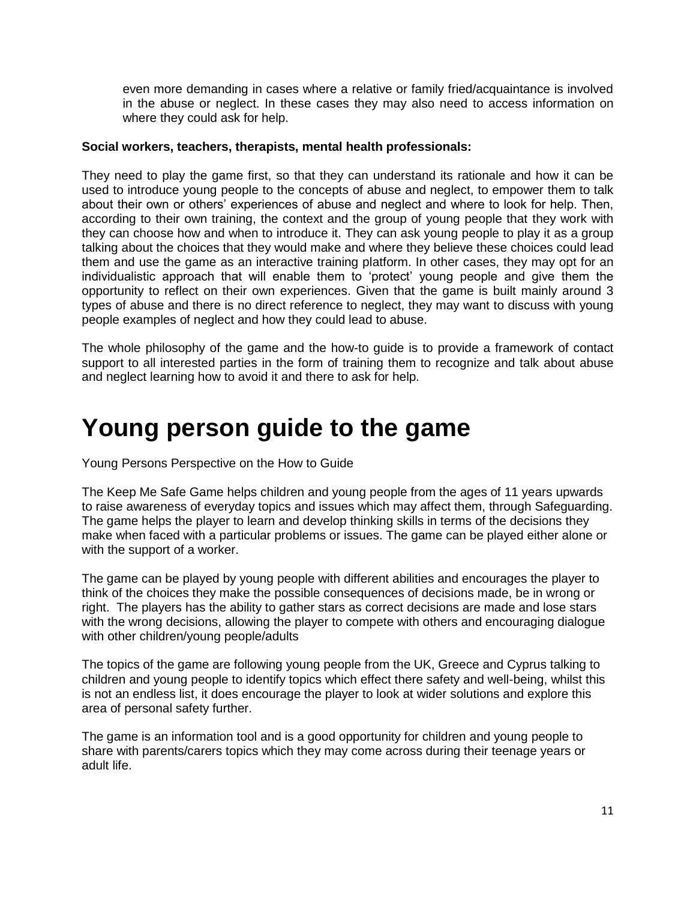even more demanding in cases where a relative or family fried/acquaintance is involved in the abuse or neglect. In these cases they may also need to access information on where they could ask for help.

**Social workers, teachers, therapists, mental health professionals:**

They need to play the game first, so that they can understand its rationale and how it can be used to introduce young people to the concepts of abuse and neglect, to empower them to talk about their own or others' experiences of abuse and neglect and where to look for help. Then, according to their own training, the context and the group of young people that they work with they can choose how and when to introduce it. They can ask young people to play it as a group talking about the choices that they would make and where they believe these choices could lead them and use the game as an interactive training platform. In other cases, they may opt for an individualistic approach that will enable them to 'protect' young people and give them the opportunity to reflect on their own experiences. Given that the game is built mainly around 3 types of abuse and there is no direct reference to neglect, they may want to discuss with young people examples of neglect and how they could lead to abuse.

The whole philosophy of the game and the how-to guide is to provide a framework of contact support to all interested parties in the form of training them to recognize and talk about abuse and neglect learning how to avoid it and there to ask for help.

# Young person guide to the game

Young Persons Perspective on the How to Guide

The Keep Me Safe Game helps children and young people from the ages of 11 years upwards to raise awareness of everyday topics and issues which may affect them, through Safeguarding. The game helps the player to learn and develop thinking skills in terms of the decisions they make when faced with a particular problems or issues. The game can be played either alone or with the support of a worker.

The game can be played by young people with different abilities and encourages the player to think of the choices they make the possible consequences of decisions made, be in wrong or right. The players has the ability to gather stars as correct decisions are made and lose stars with the wrong decisions, allowing the player to compete with others and encouraging dialogue with other children/young people/adults

The topics of the game are following young people from the UK, Greece and Cyprus talking to children and young people to identify topics which effect there safety and well-being, whilst this is not an endless list, it does encourage the player to look at wider solutions and explore this area of personal safety further.

The game is an information tool and is a good opportunity for children and young people to share with parents/carers topics which they may come across during their teenage years or adult life.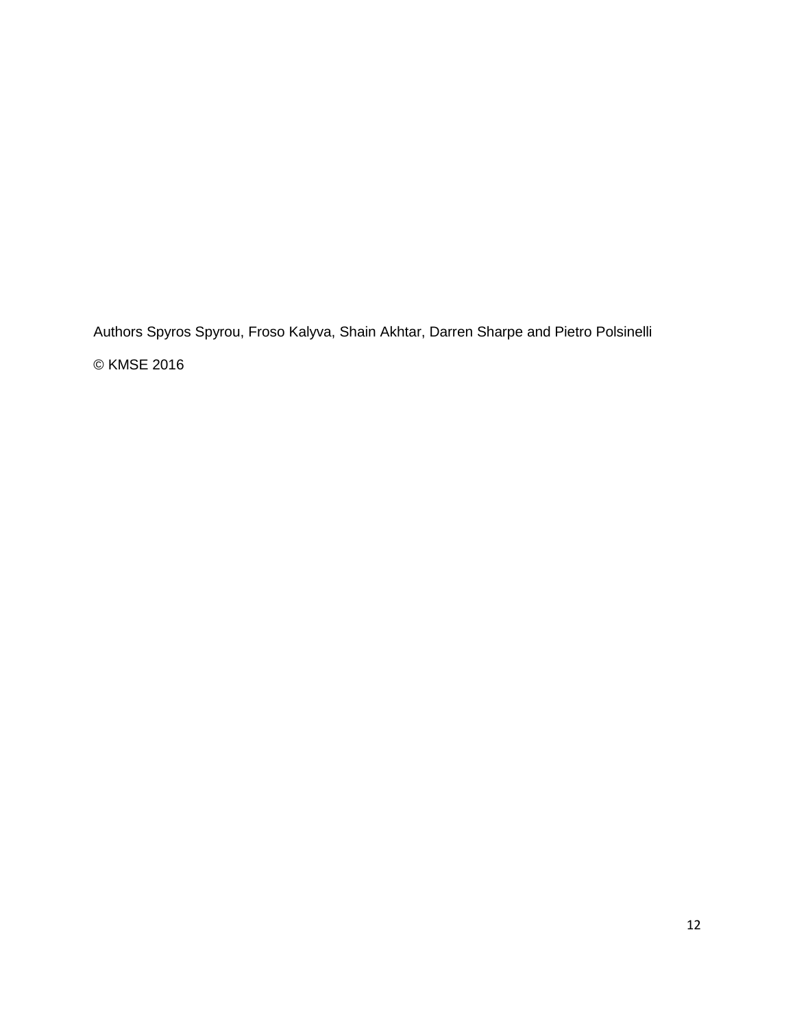Authors Spyros Spyrou, Froso Kalyva, Shain Akhtar, Darren Sharpe and Pietro Polsinelli

© KMSE 2016